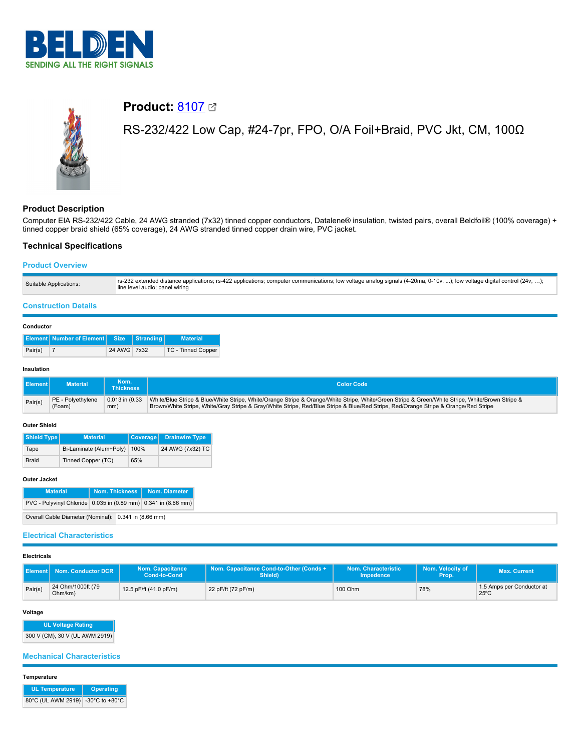BELDEN
SENDING ALL THE RIGHT SIGNALS

# Product: 8107

RS-232/422 Low Cap, #24-7pr, FPO, O/A Foil+Braid, PVC Jkt, CM, 100Ω

## Product Description

Computer EIA RS-232/422 Cable, 24 AWG stranded (7x32) tinned copper conductors, Datalene® insulation, twisted pairs, overall Beldfoil® (100% coverage) + tinned copper braid shield (65% coverage), 24 AWG stranded tinned copper drain wire, PVC jacket.

## Technical Specifications

### Product Overview

| Suitable Applications: | rs-232 extended distance applications; rs-422 applications; computer communications; low voltage analog signals (4-20ma, 0-10v, ...); low voltage digital control (24v, ...); line level audio; panel wiring |
|---|---|

### Construction Details

#### Conductor

| Element | Number of Element | Size | Stranding | Material |
|---|---|---|---|---|
| Pair(s) | 7 | 24 AWG | 7x32 | TC - Tinned Copper |

#### Insulation

| Element | Material | Nom. Thickness | Color Code |
|---|---|---|---|
| Pair(s) | PE - Polyethylene (Foam) | 0.013 in (0.33 mm) | White/Blue Stripe & Blue/White Stripe, White/Orange Stripe & Orange/White Stripe, White/Green Stripe & Green/White Stripe, White/Brown Stripe & Brown/White Stripe, White/Gray Stripe & Gray/White Stripe, Red/Blue Stripe & Blue/Red Stripe, Red/Orange Stripe & Orange/Red Stripe |

#### Outer Shield

| Shield Type | Material | Coverage | Drainwire Type |
|---|---|---|---|
| Tape | Bi-Laminate (Alum+Poly) | 100% | 24 AWG (7x32) TC |
| Braid | Tinned Copper (TC) | 65% | |

#### Outer Jacket

| Material | Nom. Thickness | Nom. Diameter |
|---|---|---|
| PVC - Polyvinyl Chloride | 0.035 in (0.89 mm) | 0.341 in (8.66 mm) |

| Overall Cable Diameter (Nominal): | 0.341 in (8.66 mm) |
|---|---|

### Electrical Characteristics

#### Electricals

| Element | Nom. Conductor DCR | Nom. Capacitance Cond-to-Cond | Nom. Capacitance Cond-to-Other (Conds + Shield) | Nom. Characteristic Impedence | Nom. Velocity of Prop. | Max. Current |
|---|---|---|---|---|---|---|
| Pair(s) | 24 Ohm/1000ft (79 Ohm/km) | 12.5 pF/ft (41.0 pF/m) | 22 pF/ft (72 pF/m) | 100 Ohm | 78% | 1.5 Amps per Conductor at 25ºC |

#### Voltage

| UL Voltage Rating |
|---|
| 300 V (CM), 30 V (UL AWM 2919) |

### Mechanical Characteristics

#### Temperature

| UL Temperature | Operating |
|---|---|
| 80°C (UL AWM 2919) | -30°C to +80°C |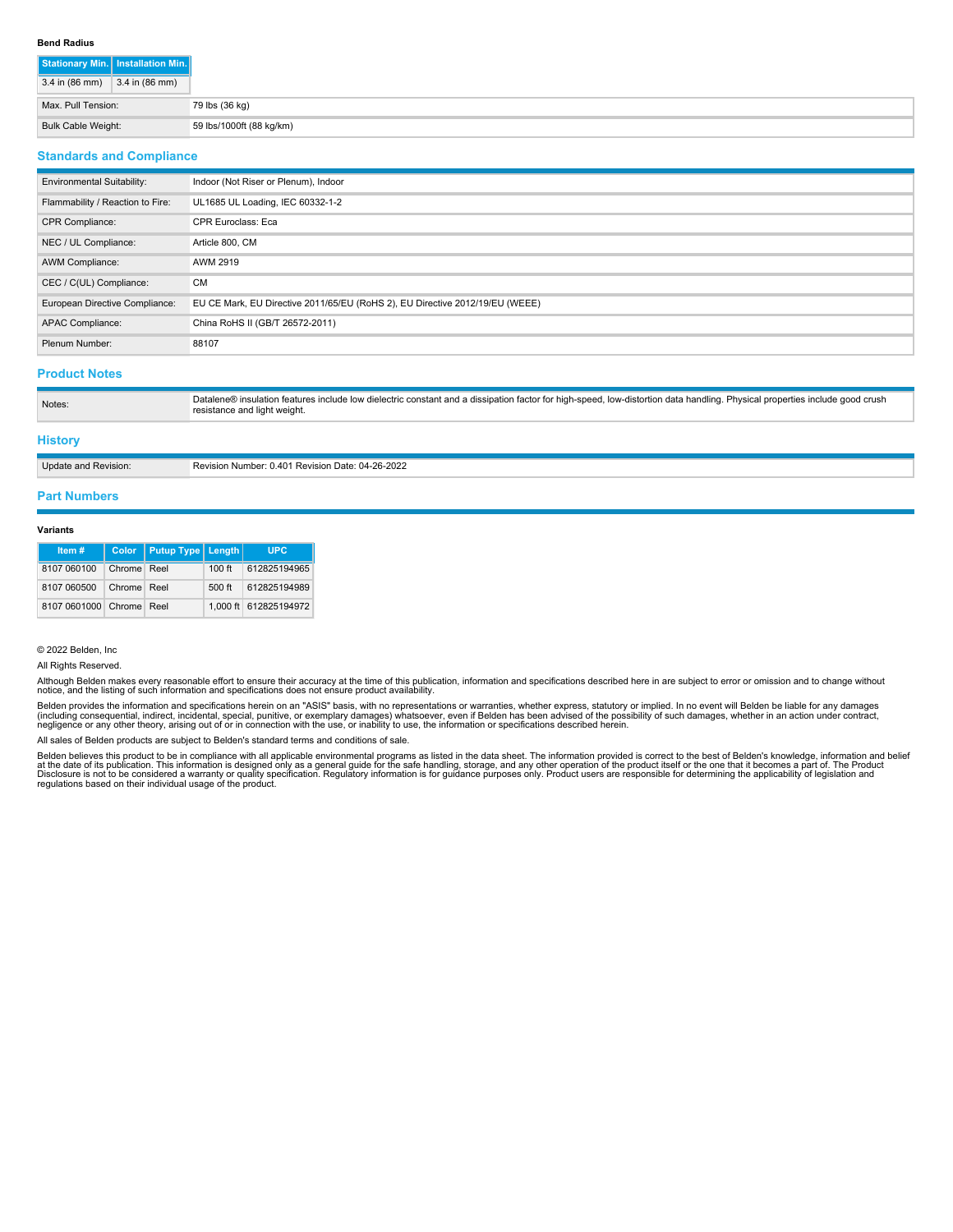**Bend Radius**

| Stationary Min. | Installation Min. |
|---|---|
| 3.4 in (86 mm) | 3.4 in (86 mm) |

| | |
|---|---|
| Max. Pull Tension: | 79 lbs (36 kg) |
| Bulk Cable Weight: | 59 lbs/1000ft (88 kg/km) |

## Standards and Compliance

| | |
|---|---|
| Environmental Suitability: | Indoor (Not Riser or Plenum), Indoor |
| Flammability / Reaction to Fire: | UL1685 UL Loading, IEC 60332-1-2 |
| CPR Compliance: | CPR Euroclass: Eca |
| NEC / UL Compliance: | Article 800, CM |
| AWM Compliance: | AWM 2919 |
| CEC / C(UL) Compliance: | CM |
| European Directive Compliance: | EU CE Mark, EU Directive 2011/65/EU (RoHS 2), EU Directive 2012/19/EU (WEEE) |
| APAC Compliance: | China RoHS II (GB/T 26572-2011) |
| Plenum Number: | 88107 |

## Product Notes

| | |
|---|---|
| Notes: | Datalene® insulation features include low dielectric constant and a dissipation factor for high-speed, low-distortion data handling. Physical properties include good crush resistance and light weight. |

## History

| | |
|---|---|
| Update and Revision: | Revision Number: 0.401 Revision Date: 04-26-2022 |

## Part Numbers

**Variants**

| Item # | Color | Putup Type | Length | UPC |
|---|---|---|---|---|
| 8107 060100 | Chrome | Reel | 100 ft | 612825194965 |
| 8107 060500 | Chrome | Reel | 500 ft | 612825194989 |
| 8107 0601000 | Chrome | Reel | 1,000 ft | 612825194972 |

© 2022 Belden, Inc

All Rights Reserved.

Although Belden makes every reasonable effort to ensure their accuracy at the time of this publication, information and specifications described here in are subject to error or omission and to change without notice, and the listing of such information and specifications does not ensure product availability.

Belden provides the information and specifications herein on an "ASIS" basis, with no representations or warranties, whether express, statutory or implied. In no event will Belden be liable for any damages (including consequential, indirect, incidental, special, punitive, or exemplary damages) whatsoever, even if Belden has been advised of the possibility of such damages, whether in an action under contract, negligence or any other theory, arising out of or in connection with the use, or inability to use, the information or specifications described herein.

All sales of Belden products are subject to Belden's standard terms and conditions of sale.

Belden believes this product to be in compliance with all applicable environmental programs as listed in the data sheet. The information provided is correct to the best of Belden's knowledge, information and belief at the date of its publication. This information is designed only as a general guide for the safe handling, storage, and any other operation of the product itself or the one that it becomes a part of. The Product Disclosure is not to be considered a warranty or quality specification. Regulatory information is for guidance purposes only. Product users are responsible for determining the applicability of legislation and regulations based on their individual usage of the product.